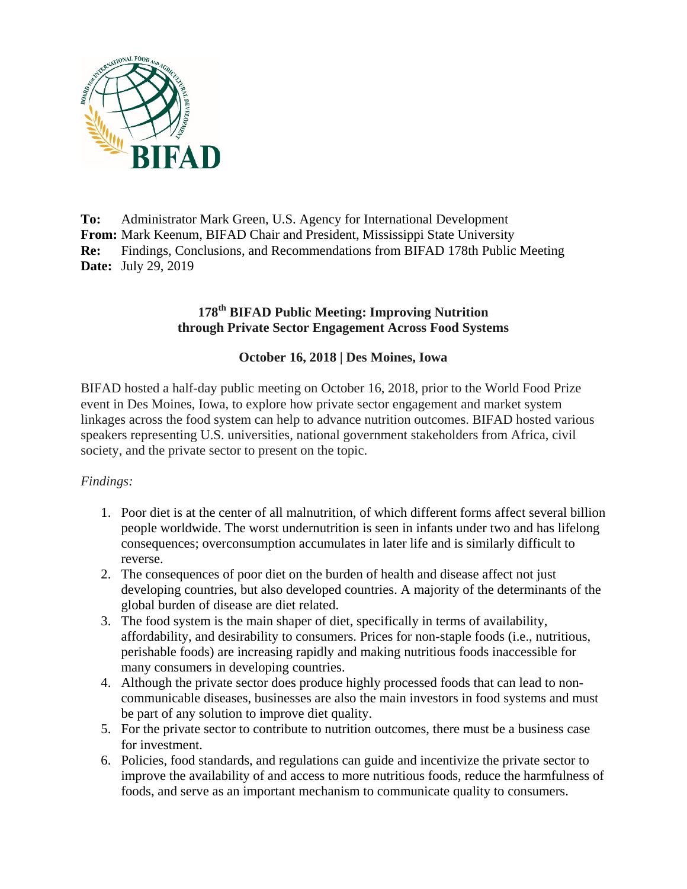**To:** Administrator Mark Green, U.S. Agency for International Development
**From:** Mark Keenum, BIFAD Chair and President, Mississippi State University
**Re:** Findings, Conclusions, and Recommendations from BIFAD 178th Public Meeting
**Date:** July 29, 2019

## 178th BIFAD Public Meeting: Improving Nutrition through Private Sector Engagement Across Food Systems

### October 16, 2018 | Des Moines, Iowa

BIFAD hosted a half-day public meeting on October 16, 2018, prior to the World Food Prize event in Des Moines, Iowa, to explore how private sector engagement and market system linkages across the food system can help to advance nutrition outcomes. BIFAD hosted various speakers representing U.S. universities, national government stakeholders from Africa, civil society, and the private sector to present on the topic.

*Findings:*

1. Poor diet is at the center of all malnutrition, of which different forms affect several billion people worldwide. The worst undernutrition is seen in infants under two and has lifelong consequences; overconsumption accumulates in later life and is similarly difficult to reverse.
2. The consequences of poor diet on the burden of health and disease affect not just developing countries, but also developed countries. A majority of the determinants of the global burden of disease are diet related.
3. The food system is the main shaper of diet, specifically in terms of availability, affordability, and desirability to consumers. Prices for non-staple foods (i.e., nutritious, perishable foods) are increasing rapidly and making nutritious foods inaccessible for many consumers in developing countries.
4. Although the private sector does produce highly processed foods that can lead to non-communicable diseases, businesses are also the main investors in food systems and must be part of any solution to improve diet quality.
5. For the private sector to contribute to nutrition outcomes, there must be a business case for investment.
6. Policies, food standards, and regulations can guide and incentivize the private sector to improve the availability of and access to more nutritious foods, reduce the harmfulness of foods, and serve as an important mechanism to communicate quality to consumers.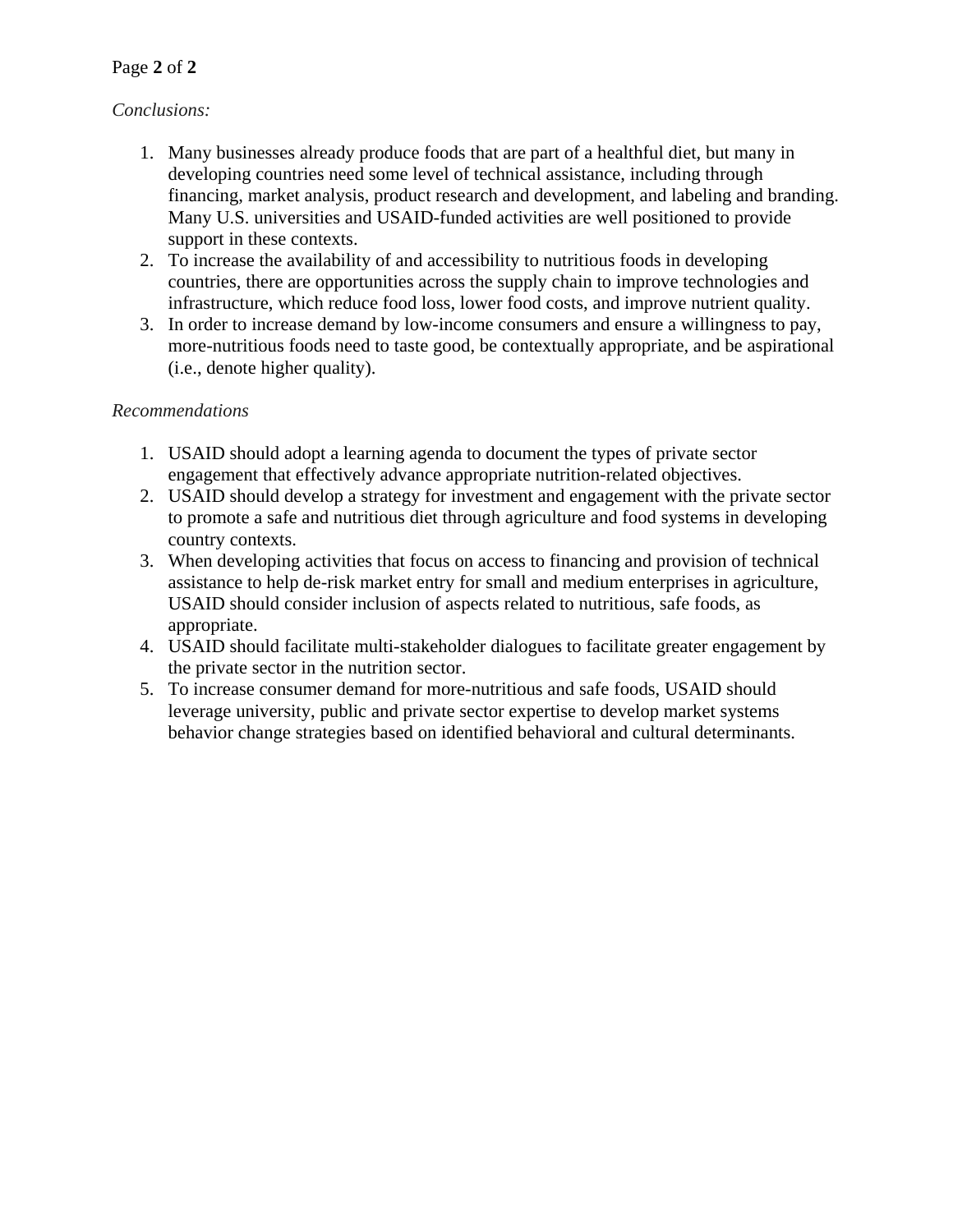*Conclusions:*

1. Many businesses already produce foods that are part of a healthful diet, but many in developing countries need some level of technical assistance, including through financing, market analysis, product research and development, and labeling and branding. Many U.S. universities and USAID-funded activities are well positioned to provide support in these contexts.
2. To increase the availability of and accessibility to nutritious foods in developing countries, there are opportunities across the supply chain to improve technologies and infrastructure, which reduce food loss, lower food costs, and improve nutrient quality.
3. In order to increase demand by low-income consumers and ensure a willingness to pay, more-nutritious foods need to taste good, be contextually appropriate, and be aspirational (i.e., denote higher quality).

*Recommendations*

1. USAID should adopt a learning agenda to document the types of private sector engagement that effectively advance appropriate nutrition-related objectives.
2. USAID should develop a strategy for investment and engagement with the private sector to promote a safe and nutritious diet through agriculture and food systems in developing country contexts.
3. When developing activities that focus on access to financing and provision of technical assistance to help de-risk market entry for small and medium enterprises in agriculture, USAID should consider inclusion of aspects related to nutritious, safe foods, as appropriate.
4. USAID should facilitate multi-stakeholder dialogues to facilitate greater engagement by the private sector in the nutrition sector.
5. To increase consumer demand for more-nutritious and safe foods, USAID should leverage university, public and private sector expertise to develop market systems behavior change strategies based on identified behavioral and cultural determinants.